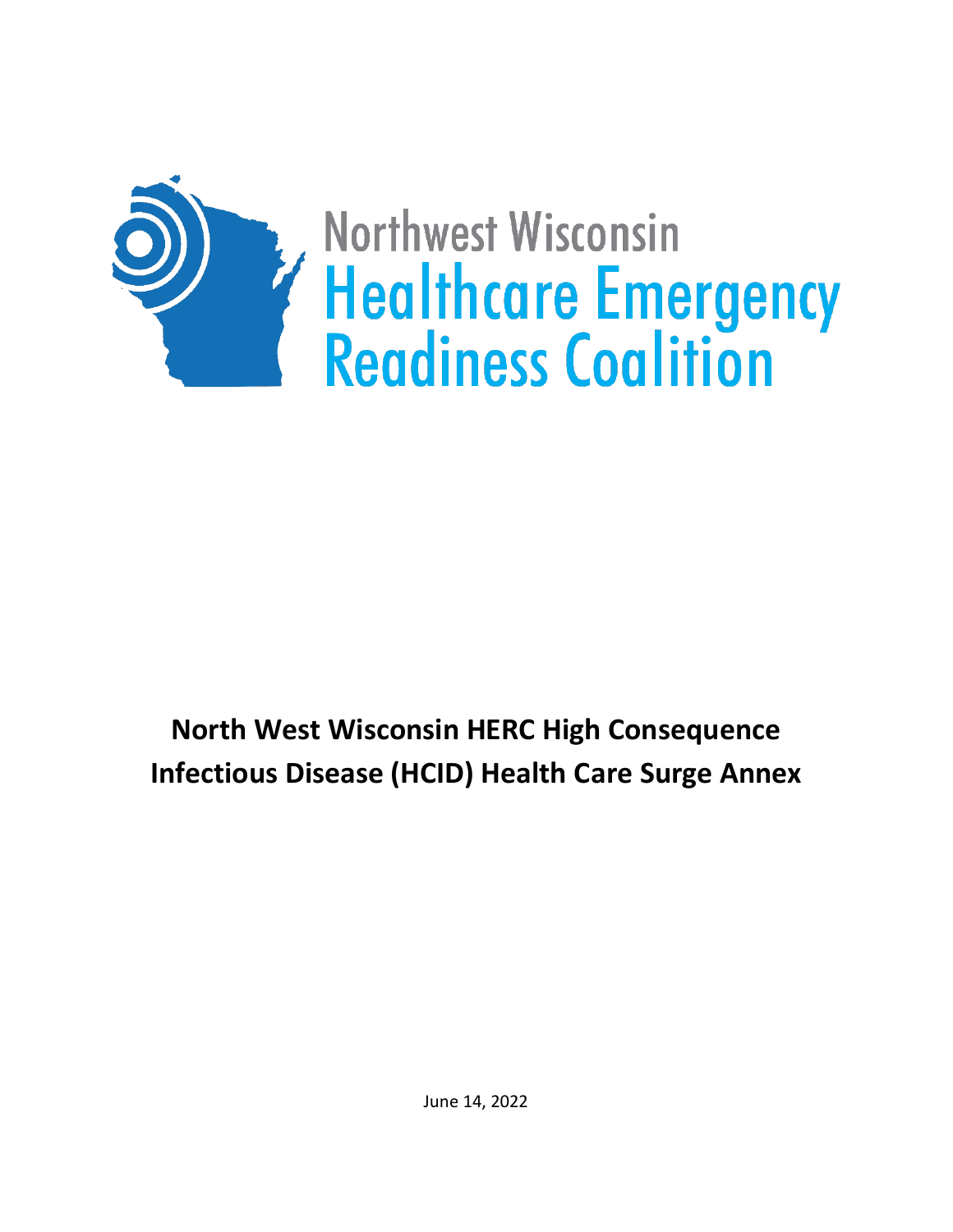Northwest Wisconsin
Healthcare Emergency
Readiness Coalition

# North West Wisconsin HERC High Consequence Infectious Disease (HCID) Health Care Surge Annex

June 14, 2022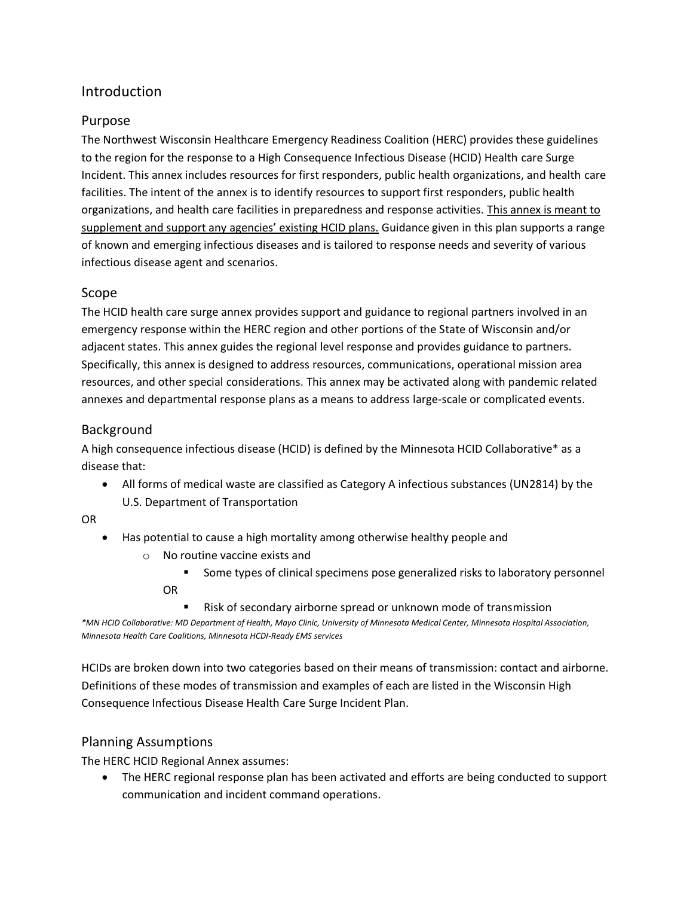## Introduction

### Purpose

The Northwest Wisconsin Healthcare Emergency Readiness Coalition (HERC) provides these guidelines to the region for the response to a High Consequence Infectious Disease (HCID) Health care Surge Incident. This annex includes resources for first responders, public health organizations, and health care facilities. The intent of the annex is to identify resources to support first responders, public health organizations, and health care facilities in preparedness and response activities. <u>This annex is meant to supplement and support any agencies' existing HCID plans.</u> Guidance given in this plan supports a range of known and emerging infectious diseases and is tailored to response needs and severity of various infectious disease agent and scenarios.

### Scope

The HCID health care surge annex provides support and guidance to regional partners involved in an emergency response within the HERC region and other portions of the State of Wisconsin and/or adjacent states. This annex guides the regional level response and provides guidance to partners. Specifically, this annex is designed to address resources, communications, operational mission area resources, and other special considerations. This annex may be activated along with pandemic related annexes and departmental response plans as a means to address large-scale or complicated events.

### Background

A high consequence infectious disease (HCID) is defined by the Minnesota HCID Collaborative* as a disease that:

- All forms of medical waste are classified as Category A infectious substances (UN2814) by the U.S. Department of Transportation

OR

- Has potential to cause a high mortality among otherwise healthy people and
  - No routine vaccine exists and
    - Some types of clinical specimens pose generalized risks to laboratory personnel

    OR

    - Risk of secondary airborne spread or unknown mode of transmission

*\*MN HCID Collaborative: MD Department of Health, Mayo Clinic, University of Minnesota Medical Center, Minnesota Hospital Association, Minnesota Health Care Coalitions, Minnesota HCDI-Ready EMS services*

HCIDs are broken down into two categories based on their means of transmission: contact and airborne. Definitions of these modes of transmission and examples of each are listed in the Wisconsin High Consequence Infectious Disease Health Care Surge Incident Plan.

### Planning Assumptions

The HERC HCID Regional Annex assumes:

- The HERC regional response plan has been activated and efforts are being conducted to support communication and incident command operations.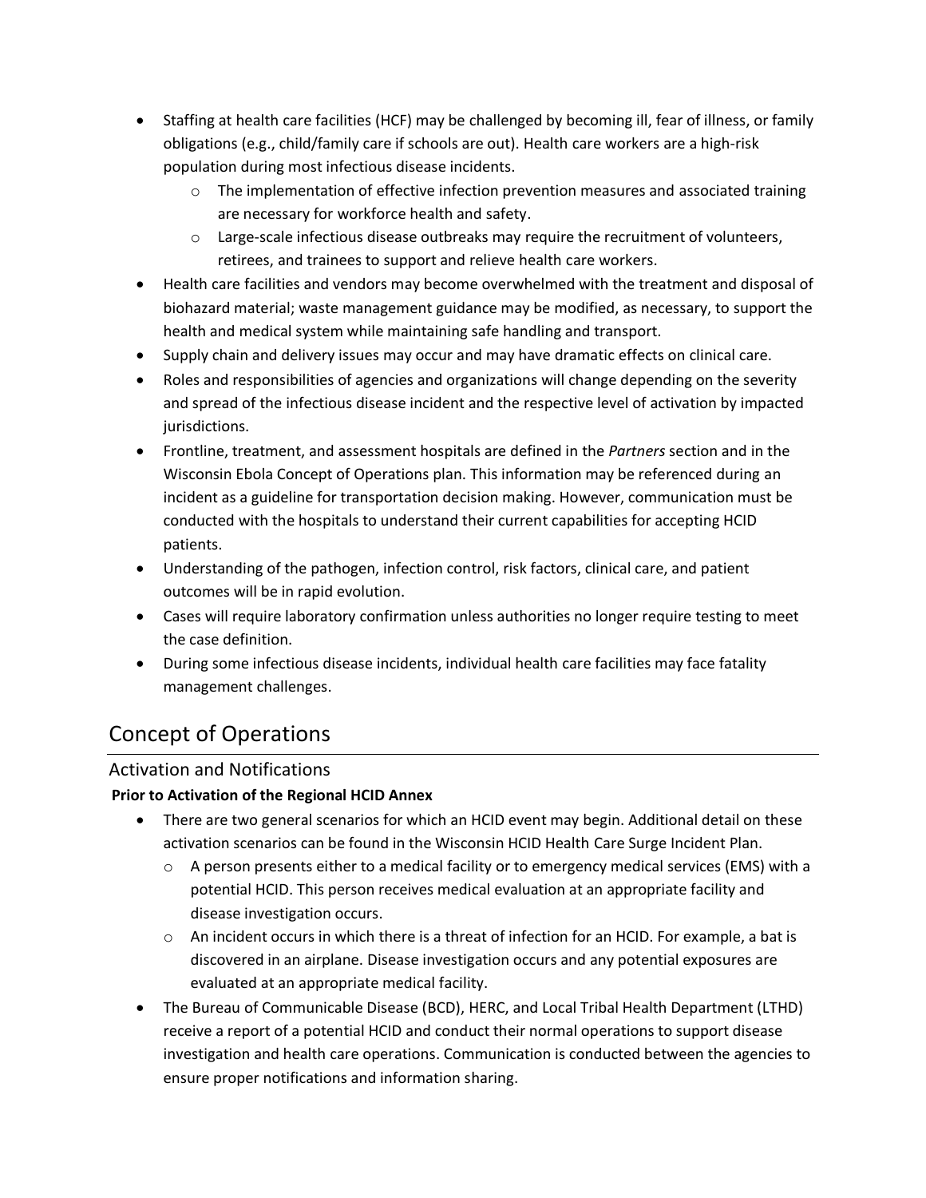- Staffing at health care facilities (HCF) may be challenged by becoming ill, fear of illness, or family obligations (e.g., child/family care if schools are out). Health care workers are a high-risk population during most infectious disease incidents.
    - The implementation of effective infection prevention measures and associated training are necessary for workforce health and safety.
    - Large-scale infectious disease outbreaks may require the recruitment of volunteers, retirees, and trainees to support and relieve health care workers.
- Health care facilities and vendors may become overwhelmed with the treatment and disposal of biohazard material; waste management guidance may be modified, as necessary, to support the health and medical system while maintaining safe handling and transport.
- Supply chain and delivery issues may occur and may have dramatic effects on clinical care.
- Roles and responsibilities of agencies and organizations will change depending on the severity and spread of the infectious disease incident and the respective level of activation by impacted jurisdictions.
- Frontline, treatment, and assessment hospitals are defined in the *Partners* section and in the Wisconsin Ebola Concept of Operations plan. This information may be referenced during an incident as a guideline for transportation decision making. However, communication must be conducted with the hospitals to understand their current capabilities for accepting HCID patients.
- Understanding of the pathogen, infection control, risk factors, clinical care, and patient outcomes will be in rapid evolution.
- Cases will require laboratory confirmation unless authorities no longer require testing to meet the case definition.
- During some infectious disease incidents, individual health care facilities may face fatality management challenges.

# Concept of Operations

## Activation and Notifications

**Prior to Activation of the Regional HCID Annex**

- There are two general scenarios for which an HCID event may begin. Additional detail on these activation scenarios can be found in the Wisconsin HCID Health Care Surge Incident Plan.
    - A person presents either to a medical facility or to emergency medical services (EMS) with a potential HCID. This person receives medical evaluation at an appropriate facility and disease investigation occurs.
    - An incident occurs in which there is a threat of infection for an HCID. For example, a bat is discovered in an airplane. Disease investigation occurs and any potential exposures are evaluated at an appropriate medical facility.
- The Bureau of Communicable Disease (BCD), HERC, and Local Tribal Health Department (LTHD) receive a report of a potential HCID and conduct their normal operations to support disease investigation and health care operations. Communication is conducted between the agencies to ensure proper notifications and information sharing.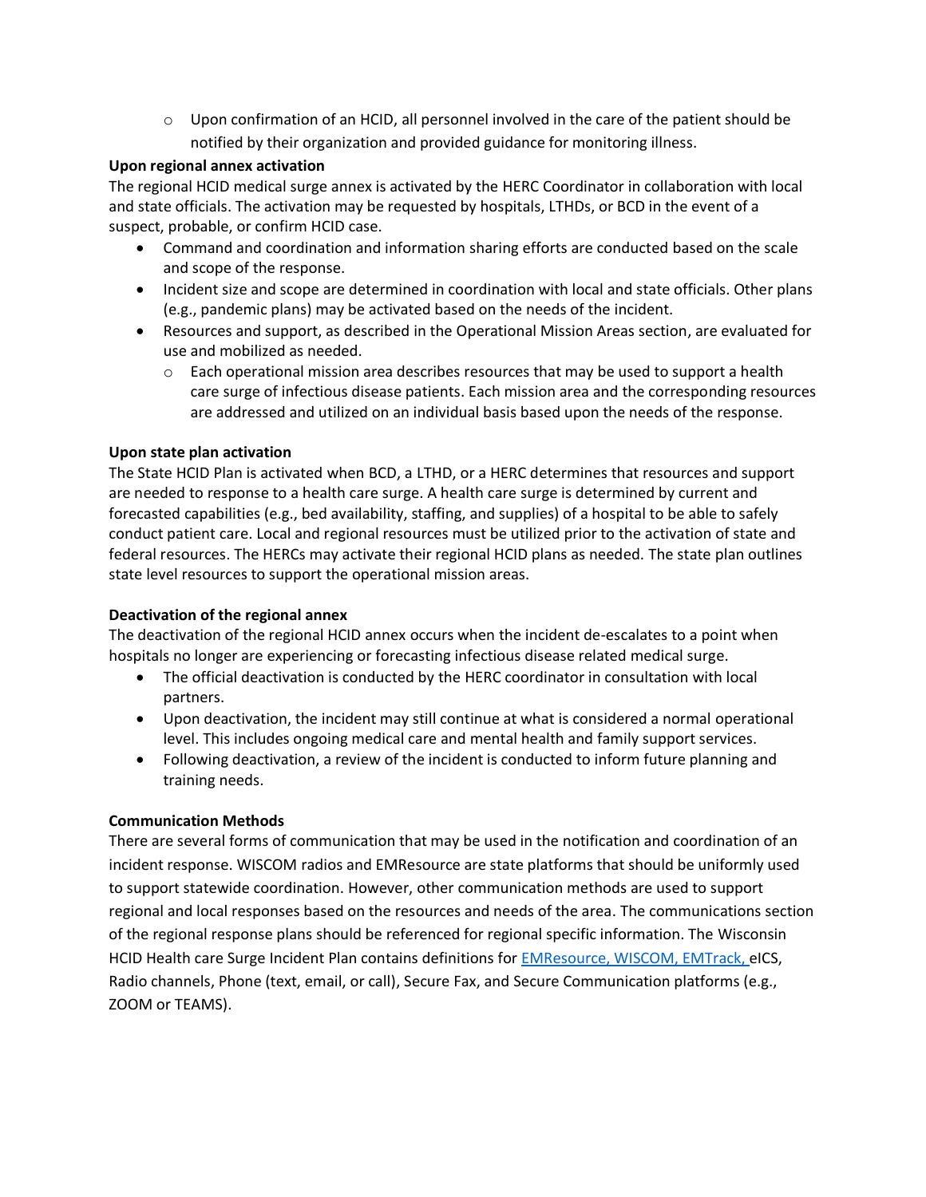- Upon confirmation of an HCID, all personnel involved in the care of the patient should be notified by their organization and provided guidance for monitoring illness.

**Upon regional annex activation**

The regional HCID medical surge annex is activated by the HERC Coordinator in collaboration with local and state officials. The activation may be requested by hospitals, LTHDs, or BCD in the event of a suspect, probable, or confirm HCID case.

- Command and coordination and information sharing efforts are conducted based on the scale and scope of the response.
- Incident size and scope are determined in coordination with local and state officials. Other plans (e.g., pandemic plans) may be activated based on the needs of the incident.
- Resources and support, as described in the Operational Mission Areas section, are evaluated for use and mobilized as needed.
  - Each operational mission area describes resources that may be used to support a health care surge of infectious disease patients. Each mission area and the corresponding resources are addressed and utilized on an individual basis based upon the needs of the response.

**Upon state plan activation**

The State HCID Plan is activated when BCD, a LTHD, or a HERC determines that resources and support are needed to response to a health care surge. A health care surge is determined by current and forecasted capabilities (e.g., bed availability, staffing, and supplies) of a hospital to be able to safely conduct patient care. Local and regional resources must be utilized prior to the activation of state and federal resources. The HERCs may activate their regional HCID plans as needed. The state plan outlines state level resources to support the operational mission areas.

**Deactivation of the regional annex**

The deactivation of the regional HCID annex occurs when the incident de-escalates to a point when hospitals no longer are experiencing or forecasting infectious disease related medical surge.

- The official deactivation is conducted by the HERC coordinator in consultation with local partners.
- Upon deactivation, the incident may still continue at what is considered a normal operational level. This includes ongoing medical care and mental health and family support services.
- Following deactivation, a review of the incident is conducted to inform future planning and training needs.

**Communication Methods**

There are several forms of communication that may be used in the notification and coordination of an incident response. WISCOM radios and EMResource are state platforms that should be uniformly used to support statewide coordination. However, other communication methods are used to support regional and local responses based on the resources and needs of the area. The communications section of the regional response plans should be referenced for regional specific information. The Wisconsin HCID Health care Surge Incident Plan contains definitions for EMResource, WISCOM, EMTrack, eICS, Radio channels, Phone (text, email, or call), Secure Fax, and Secure Communication platforms (e.g., ZOOM or TEAMS).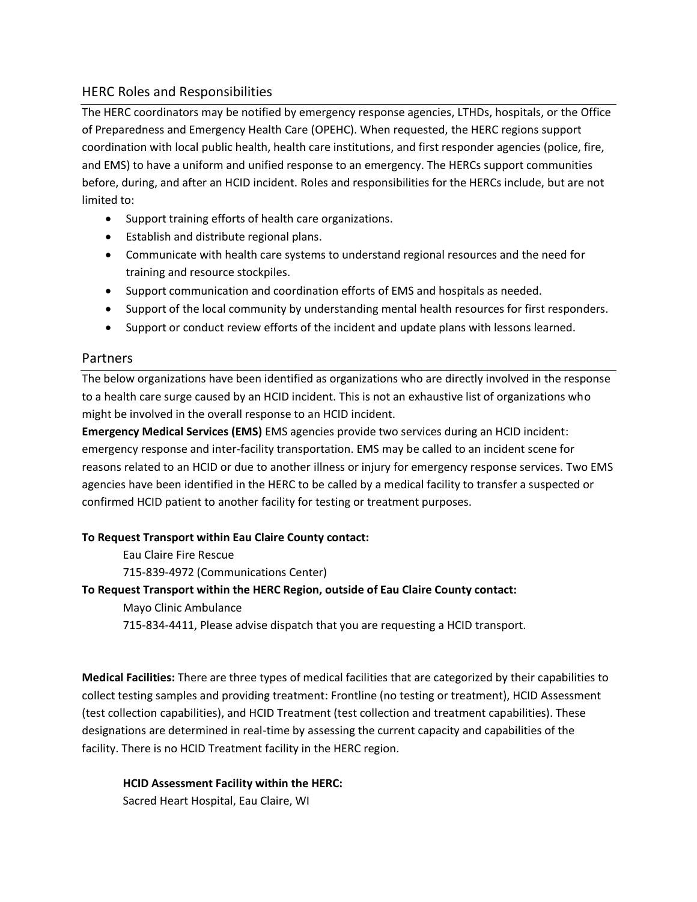## HERC Roles and Responsibilities

The HERC coordinators may be notified by emergency response agencies, LTHDs, hospitals, or the Office of Preparedness and Emergency Health Care (OPEHC). When requested, the HERC regions support coordination with local public health, health care institutions, and first responder agencies (police, fire, and EMS) to have a uniform and unified response to an emergency. The HERCs support communities before, during, and after an HCID incident. Roles and responsibilities for the HERCs include, but are not limited to:

- Support training efforts of health care organizations.
- Establish and distribute regional plans.
- Communicate with health care systems to understand regional resources and the need for training and resource stockpiles.
- Support communication and coordination efforts of EMS and hospitals as needed.
- Support of the local community by understanding mental health resources for first responders.
- Support or conduct review efforts of the incident and update plans with lessons learned.

## Partners

The below organizations have been identified as organizations who are directly involved in the response to a health care surge caused by an HCID incident. This is not an exhaustive list of organizations who might be involved in the overall response to an HCID incident.

**Emergency Medical Services (EMS)** EMS agencies provide two services during an HCID incident: emergency response and inter-facility transportation. EMS may be called to an incident scene for reasons related to an HCID or due to another illness or injury for emergency response services. Two EMS agencies have been identified in the HERC to be called by a medical facility to transfer a suspected or confirmed HCID patient to another facility for testing or treatment purposes.

**To Request Transport within Eau Claire County contact:**

Eau Claire Fire Rescue
715-839-4972 (Communications Center)

**To Request Transport within the HERC Region, outside of Eau Claire County contact:**

Mayo Clinic Ambulance
715-834-4411, Please advise dispatch that you are requesting a HCID transport.

**Medical Facilities:** There are three types of medical facilities that are categorized by their capabilities to collect testing samples and providing treatment: Frontline (no testing or treatment), HCID Assessment (test collection capabilities), and HCID Treatment (test collection and treatment capabilities). These designations are determined in real-time by assessing the current capacity and capabilities of the facility. There is no HCID Treatment facility in the HERC region.

**HCID Assessment Facility within the HERC:**
Sacred Heart Hospital, Eau Claire, WI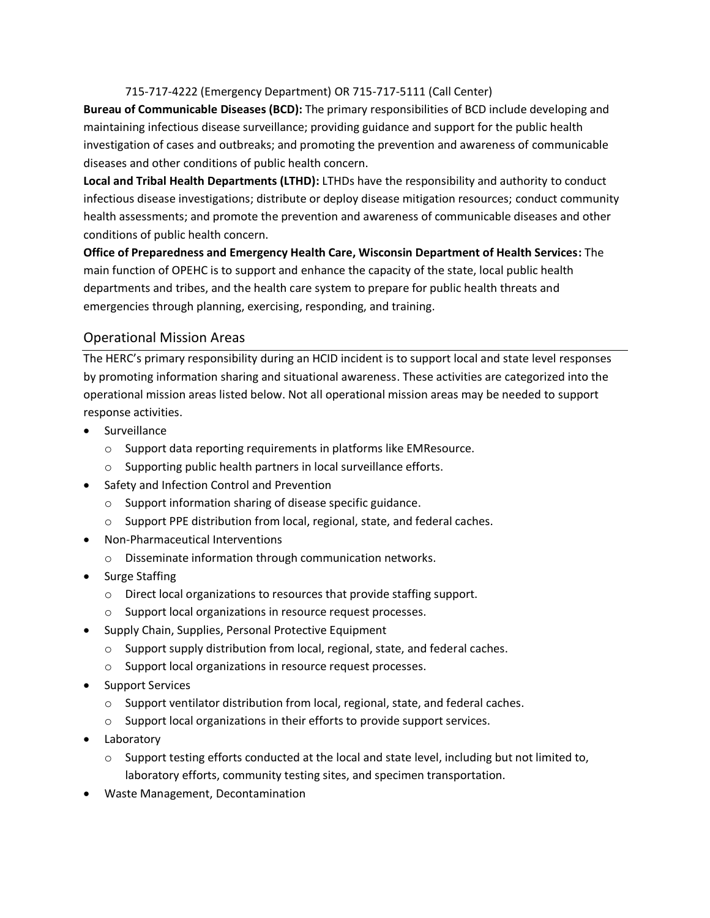715-717-4222 (Emergency Department) OR 715-717-5111 (Call Center)

**Bureau of Communicable Diseases (BCD):** The primary responsibilities of BCD include developing and maintaining infectious disease surveillance; providing guidance and support for the public health investigation of cases and outbreaks; and promoting the prevention and awareness of communicable diseases and other conditions of public health concern.

**Local and Tribal Health Departments (LTHD):** LTHDs have the responsibility and authority to conduct infectious disease investigations; distribute or deploy disease mitigation resources; conduct community health assessments; and promote the prevention and awareness of communicable diseases and other conditions of public health concern.

**Office of Preparedness and Emergency Health Care, Wisconsin Department of Health Services:** The main function of OPEHC is to support and enhance the capacity of the state, local public health departments and tribes, and the health care system to prepare for public health threats and emergencies through planning, exercising, responding, and training.

## Operational Mission Areas

The HERC's primary responsibility during an HCID incident is to support local and state level responses by promoting information sharing and situational awareness. These activities are categorized into the operational mission areas listed below. Not all operational mission areas may be needed to support response activities.

- Surveillance
  - Support data reporting requirements in platforms like EMResource.
  - Supporting public health partners in local surveillance efforts.
- Safety and Infection Control and Prevention
  - Support information sharing of disease specific guidance.
  - Support PPE distribution from local, regional, state, and federal caches.
- Non-Pharmaceutical Interventions
  - Disseminate information through communication networks.
- Surge Staffing
  - Direct local organizations to resources that provide staffing support.
  - Support local organizations in resource request processes.
- Supply Chain, Supplies, Personal Protective Equipment
  - Support supply distribution from local, regional, state, and federal caches.
  - Support local organizations in resource request processes.
- Support Services
  - Support ventilator distribution from local, regional, state, and federal caches.
  - Support local organizations in their efforts to provide support services.
- Laboratory
  - Support testing efforts conducted at the local and state level, including but not limited to, laboratory efforts, community testing sites, and specimen transportation.
- Waste Management, Decontamination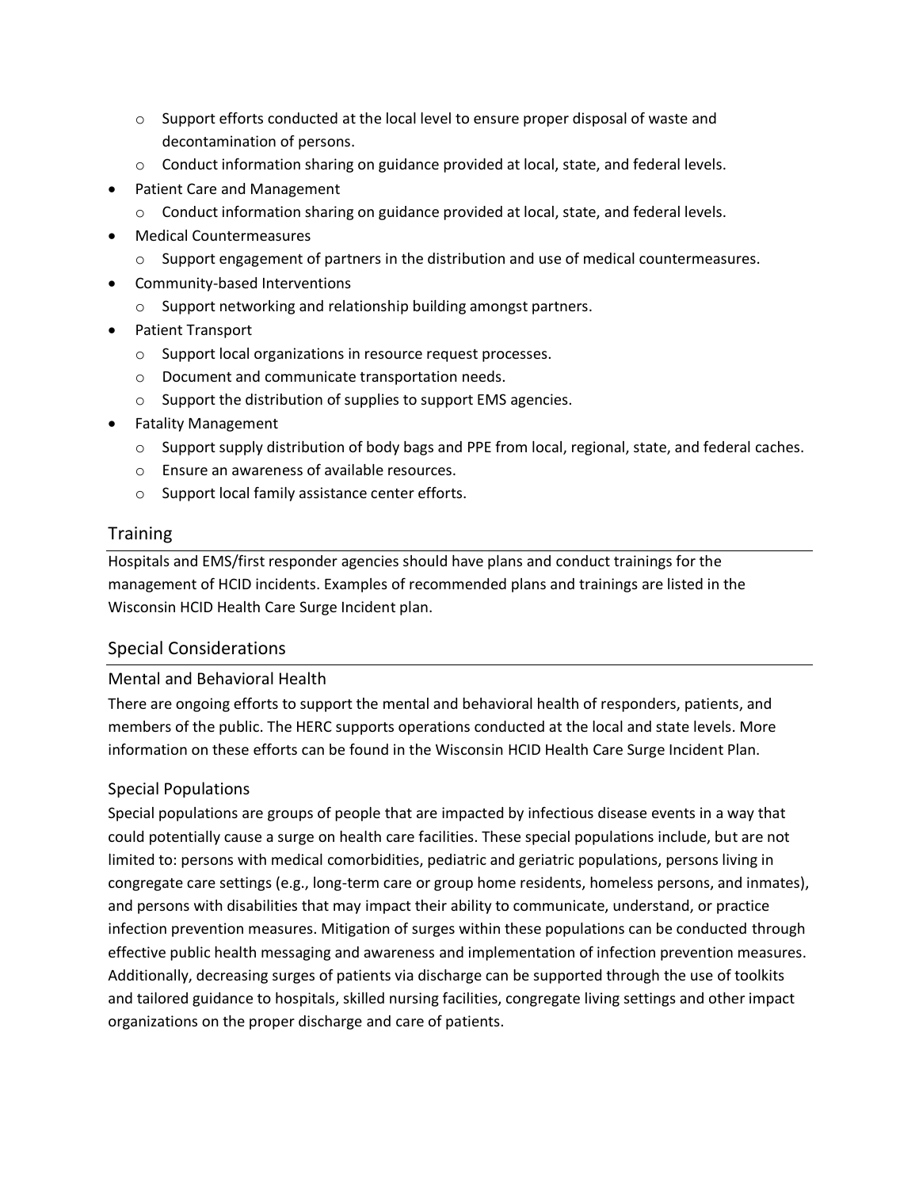- Support efforts conducted at the local level to ensure proper disposal of waste and decontamination of persons.
  - Conduct information sharing on guidance provided at local, state, and federal levels.
- Patient Care and Management
  - Conduct information sharing on guidance provided at local, state, and federal levels.
- Medical Countermeasures
  - Support engagement of partners in the distribution and use of medical countermeasures.
- Community-based Interventions
  - Support networking and relationship building amongst partners.
- Patient Transport
  - Support local organizations in resource request processes.
  - Document and communicate transportation needs.
  - Support the distribution of supplies to support EMS agencies.
- Fatality Management
  - Support supply distribution of body bags and PPE from local, regional, state, and federal caches.
  - Ensure an awareness of available resources.
  - Support local family assistance center efforts.

## Training

Hospitals and EMS/first responder agencies should have plans and conduct trainings for the management of HCID incidents. Examples of recommended plans and trainings are listed in the Wisconsin HCID Health Care Surge Incident plan.

## Special Considerations

### Mental and Behavioral Health

There are ongoing efforts to support the mental and behavioral health of responders, patients, and members of the public. The HERC supports operations conducted at the local and state levels. More information on these efforts can be found in the Wisconsin HCID Health Care Surge Incident Plan.

### Special Populations

Special populations are groups of people that are impacted by infectious disease events in a way that could potentially cause a surge on health care facilities. These special populations include, but are not limited to: persons with medical comorbidities, pediatric and geriatric populations, persons living in congregate care settings (e.g., long-term care or group home residents, homeless persons, and inmates), and persons with disabilities that may impact their ability to communicate, understand, or practice infection prevention measures. Mitigation of surges within these populations can be conducted through effective public health messaging and awareness and implementation of infection prevention measures. Additionally, decreasing surges of patients via discharge can be supported through the use of toolkits and tailored guidance to hospitals, skilled nursing facilities, congregate living settings and other impact organizations on the proper discharge and care of patients.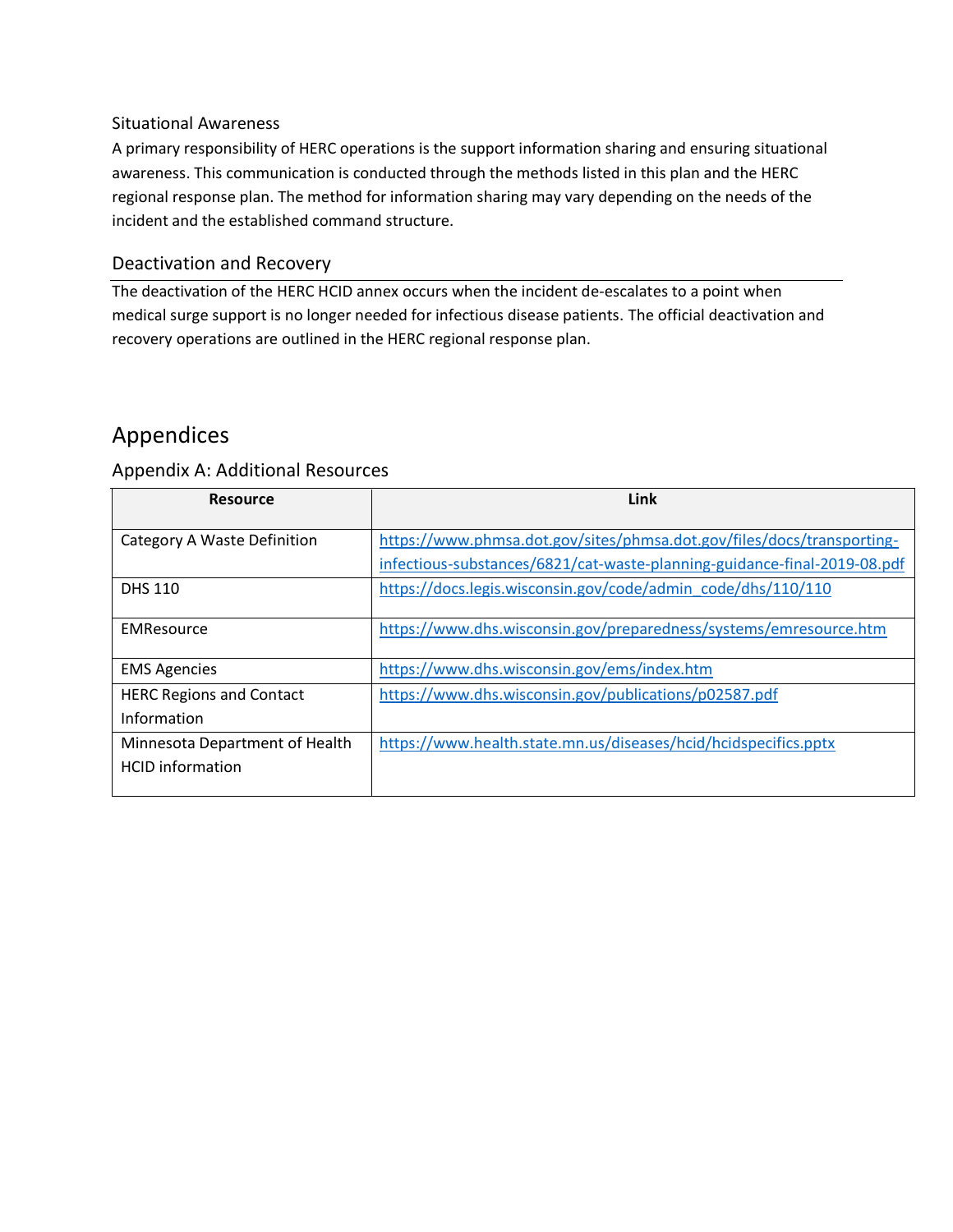### Situational Awareness

A primary responsibility of HERC operations is the support information sharing and ensuring situational awareness. This communication is conducted through the methods listed in this plan and the HERC regional response plan. The method for information sharing may vary depending on the needs of the incident and the established command structure.

### Deactivation and Recovery

The deactivation of the HERC HCID annex occurs when the incident de-escalates to a point when medical surge support is no longer needed for infectious disease patients. The official deactivation and recovery operations are outlined in the HERC regional response plan.

## Appendices

### Appendix A: Additional Resources

| Resource | Link |
|---|---|
| Category A Waste Definition | https://www.phmsa.dot.gov/sites/phmsa.dot.gov/files/docs/transporting-infectious-substances/6821/cat-waste-planning-guidance-final-2019-08.pdf |
| DHS 110 | https://docs.legis.wisconsin.gov/code/admin_code/dhs/110/110 |
| EMResource | https://www.dhs.wisconsin.gov/preparedness/systems/emresource.htm |
| EMS Agencies | https://www.dhs.wisconsin.gov/ems/index.htm |
| HERC Regions and Contact Information | https://www.dhs.wisconsin.gov/publications/p02587.pdf |
| Minnesota Department of Health HCID information | https://www.health.state.mn.us/diseases/hcid/hcidspecifics.pptx |